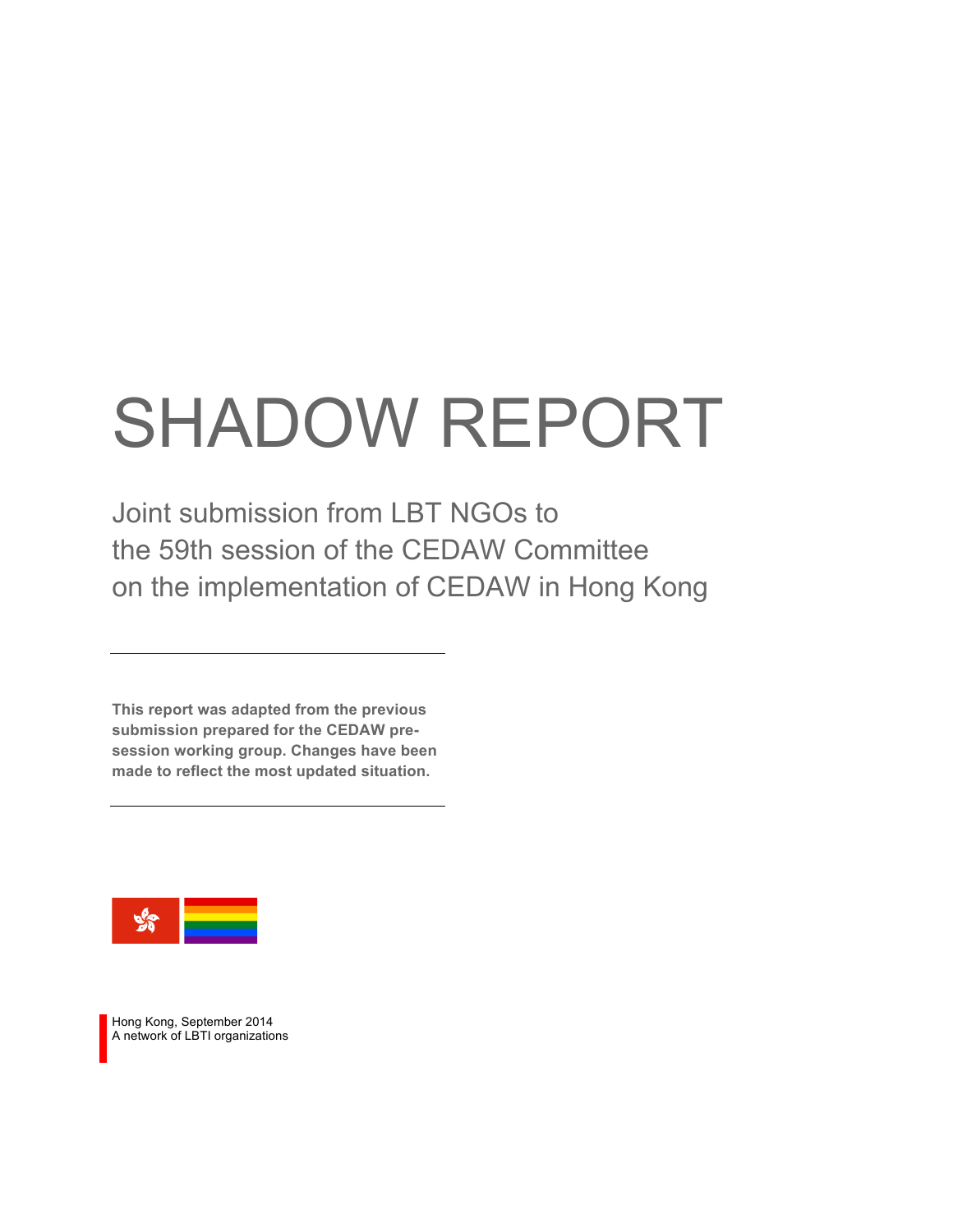# SHADOW REPORT

Joint submission from LBT NGOs to
the 59th session of the CEDAW Committee
on the implementation of CEDAW in Hong Kong

**This report was adapted from the previous submission prepared for the CEDAW pre-session working group. Changes have been made to reflect the most updated situation.**

Hong Kong, September 2014
A network of LBTI organizations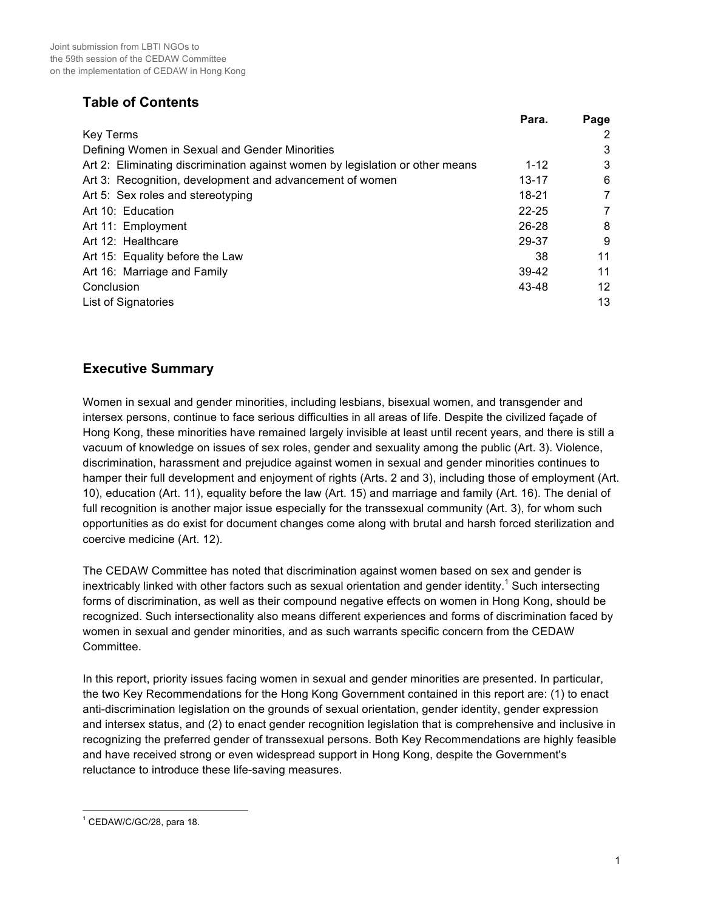## Table of Contents

| | Para. | Page |
|---|---|---|
| Key Terms | | 2 |
| Defining Women in Sexual and Gender Minorities | | 3 |
| Art 2: Eliminating discrimination against women by legislation or other means | 1-12 | 3 |
| Art 3: Recognition, development and advancement of women | 13-17 | 6 |
| Art 5: Sex roles and stereotyping | 18-21 | 7 |
| Art 10: Education | 22-25 | 7 |
| Art 11: Employment | 26-28 | 8 |
| Art 12: Healthcare | 29-37 | 9 |
| Art 15: Equality before the Law | 38 | 11 |
| Art 16: Marriage and Family | 39-42 | 11 |
| Conclusion | 43-48 | 12 |
| List of Signatories | | 13 |

## Executive Summary

Women in sexual and gender minorities, including lesbians, bisexual women, and transgender and intersex persons, continue to face serious difficulties in all areas of life. Despite the civilized façade of Hong Kong, these minorities have remained largely invisible at least until recent years, and there is still a vacuum of knowledge on issues of sex roles, gender and sexuality among the public (Art. 3). Violence, discrimination, harassment and prejudice against women in sexual and gender minorities continues to hamper their full development and enjoyment of rights (Arts. 2 and 3), including those of employment (Art. 10), education (Art. 11), equality before the law (Art. 15) and marriage and family (Art. 16). The denial of full recognition is another major issue especially for the transsexual community (Art. 3), for whom such opportunities as do exist for document changes come along with brutal and harsh forced sterilization and coercive medicine (Art. 12).

The CEDAW Committee has noted that discrimination against women based on sex and gender is inextricably linked with other factors such as sexual orientation and gender identity.[1] Such intersecting forms of discrimination, as well as their compound negative effects on women in Hong Kong, should be recognized. Such intersectionality also means different experiences and forms of discrimination faced by women in sexual and gender minorities, and as such warrants specific concern from the CEDAW Committee.

In this report, priority issues facing women in sexual and gender minorities are presented. In particular, the two Key Recommendations for the Hong Kong Government contained in this report are: (1) to enact anti-discrimination legislation on the grounds of sexual orientation, gender identity, gender expression and intersex status, and (2) to enact gender recognition legislation that is comprehensive and inclusive in recognizing the preferred gender of transsexual persons. Both Key Recommendations are highly feasible and have received strong or even widespread support in Hong Kong, despite the Government's reluctance to introduce these life-saving measures.

[1] CEDAW/C/GC/28, para 18.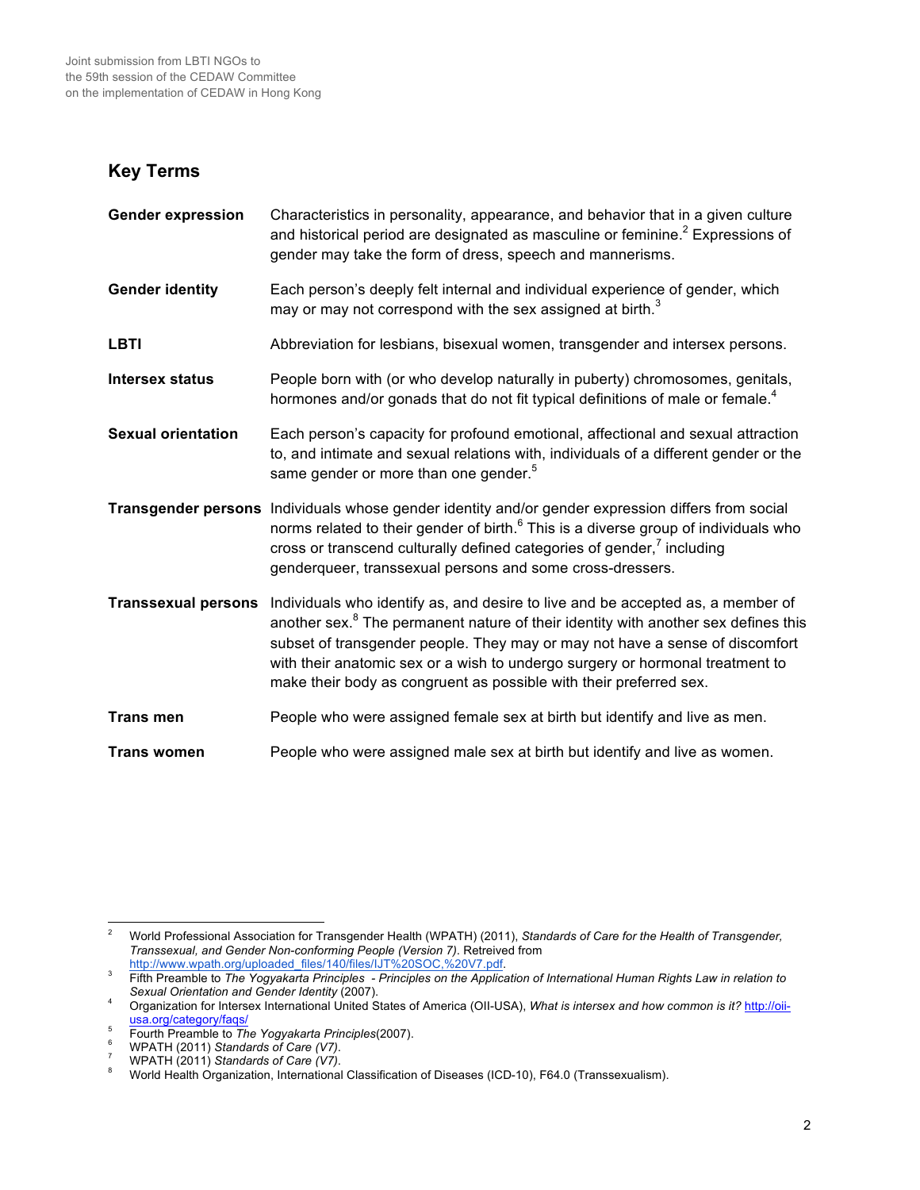## Key Terms

| | |
|---|---|
| **Gender expression** | Characteristics in personality, appearance, and behavior that in a given culture and historical period are designated as masculine or feminine.[2] Expressions of gender may take the form of dress, speech and mannerisms. |
| **Gender identity** | Each person's deeply felt internal and individual experience of gender, which may or may not correspond with the sex assigned at birth.[3] |
| **LBTI** | Abbreviation for lesbians, bisexual women, transgender and intersex persons. |
| **Intersex status** | People born with (or who develop naturally in puberty) chromosomes, genitals, hormones and/or gonads that do not fit typical definitions of male or female.[4] |
| **Sexual orientation** | Each person's capacity for profound emotional, affectional and sexual attraction to, and intimate and sexual relations with, individuals of a different gender or the same gender or more than one gender.[5] |
| **Transgender persons** | Individuals whose gender identity and/or gender expression differs from social norms related to their gender of birth.[6] This is a diverse group of individuals who cross or transcend culturally defined categories of gender,[7] including genderqueer, transsexual persons and some cross-dressers. |
| **Transsexual persons** | Individuals who identify as, and desire to live and be accepted as, a member of another sex.[8] The permanent nature of their identity with another sex defines this subset of transgender people. They may or may not have a sense of discomfort with their anatomic sex or a wish to undergo surgery or hormonal treatment to make their body as congruent as possible with their preferred sex. |
| **Trans men** | People who were assigned female sex at birth but identify and live as men. |
| **Trans women** | People who were assigned male sex at birth but identify and live as women. |

---

[2] World Professional Association for Transgender Health (WPATH) (2011), *Standards of Care for the Health of Transgender, Transsexual, and Gender Non-conforming People (Version 7)*. Retrieved from http://www.wpath.org/uploaded_files/140/files/IJT%20SOC,%20V7.pdf.

[3] Fifth Preamble to *The Yogyakarta Principles - Principles on the Application of International Human Rights Law in relation to Sexual Orientation and Gender Identity* (2007).

[4] Organization for Intersex International United States of America (OII-USA), *What is intersex and how common is it?* http://oii-usa.org/category/faqs/

[5] Fourth Preamble to *The Yogyakarta Principles*(2007).

[6] WPATH (2011) *Standards of Care (V7)*.

[7] WPATH (2011) *Standards of Care (V7)*.

[8] World Health Organization, International Classification of Diseases (ICD-10), F64.0 (Transsexualism).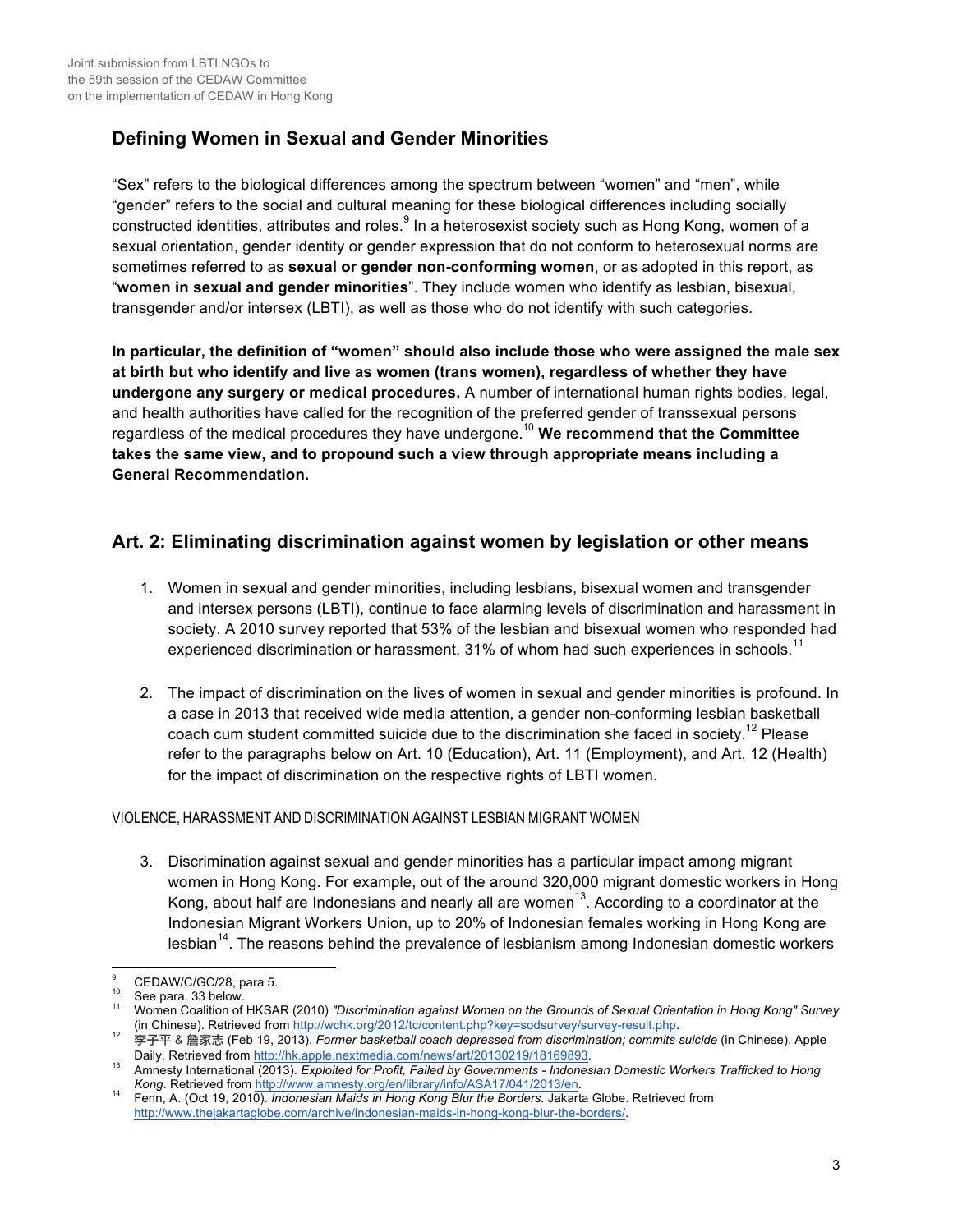## Defining Women in Sexual and Gender Minorities

"Sex" refers to the biological differences among the spectrum between "women" and "men", while "gender" refers to the social and cultural meaning for these biological differences including socially constructed identities, attributes and roles.[9] In a heterosexist society such as Hong Kong, women of a sexual orientation, gender identity or gender expression that do not conform to heterosexual norms are sometimes referred to as **sexual or gender non-conforming women**, or as adopted in this report, as "**women in sexual and gender minorities**". They include women who identify as lesbian, bisexual, transgender and/or intersex (LBTI), as well as those who do not identify with such categories.

**In particular, the definition of "women" should also include those who were assigned the male sex at birth but who identify and live as women (trans women), regardless of whether they have undergone any surgery or medical procedures.** A number of international human rights bodies, legal, and health authorities have called for the recognition of the preferred gender of transsexual persons regardless of the medical procedures they have undergone.[10] **We recommend that the Committee takes the same view, and to propound such a view through appropriate means including a General Recommendation.**

## Art. 2: Eliminating discrimination against women by legislation or other means

1. Women in sexual and gender minorities, including lesbians, bisexual women and transgender and intersex persons (LBTI), continue to face alarming levels of discrimination and harassment in society. A 2010 survey reported that 53% of the lesbian and bisexual women who responded had experienced discrimination or harassment, 31% of whom had such experiences in schools.[11]

2. The impact of discrimination on the lives of women in sexual and gender minorities is profound. In a case in 2013 that received wide media attention, a gender non-conforming lesbian basketball coach cum student committed suicide due to the discrimination she faced in society.[12] Please refer to the paragraphs below on Art. 10 (Education), Art. 11 (Employment), and Art. 12 (Health) for the impact of discrimination on the respective rights of LBTI women.

VIOLENCE, HARASSMENT AND DISCRIMINATION AGAINST LESBIAN MIGRANT WOMEN

3. Discrimination against sexual and gender minorities has a particular impact among migrant women in Hong Kong. For example, out of the around 320,000 migrant domestic workers in Hong Kong, about half are Indonesians and nearly all are women[13]. According to a coordinator at the Indonesian Migrant Workers Union, up to 20% of Indonesian females working in Hong Kong are lesbian[14]. The reasons behind the prevalence of lesbianism among Indonesian domestic workers

---

[9] CEDAW/C/GC/28, para 5.

[10] See para. 33 below.

[11] Women Coalition of HKSAR (2010) *"Discrimination against Women on the Grounds of Sexual Orientation in Hong Kong" Survey* (in Chinese). Retrieved from http://wchk.org/2012/tc/content.php?key=sodsurvey/survey-result.php.

[12] 李子平 & 詹家志 (Feb 19, 2013). *Former basketball coach depressed from discrimination; commits suicide* (in Chinese). Apple Daily. Retrieved from http://hk.apple.nextmedia.com/news/art/20130219/18169893.

[13] Amnesty International (2013). *Exploited for Profit, Failed by Governments - Indonesian Domestic Workers Trafficked to Hong Kong*. Retrieved from http://www.amnesty.org/en/library/info/ASA17/041/2013/en.

[14] Fenn, A. (Oct 19, 2010). *Indonesian Maids in Hong Kong Blur the Borders.* Jakarta Globe. Retrieved from http://www.thejakartaglobe.com/archive/indonesian-maids-in-hong-kong-blur-the-borders/.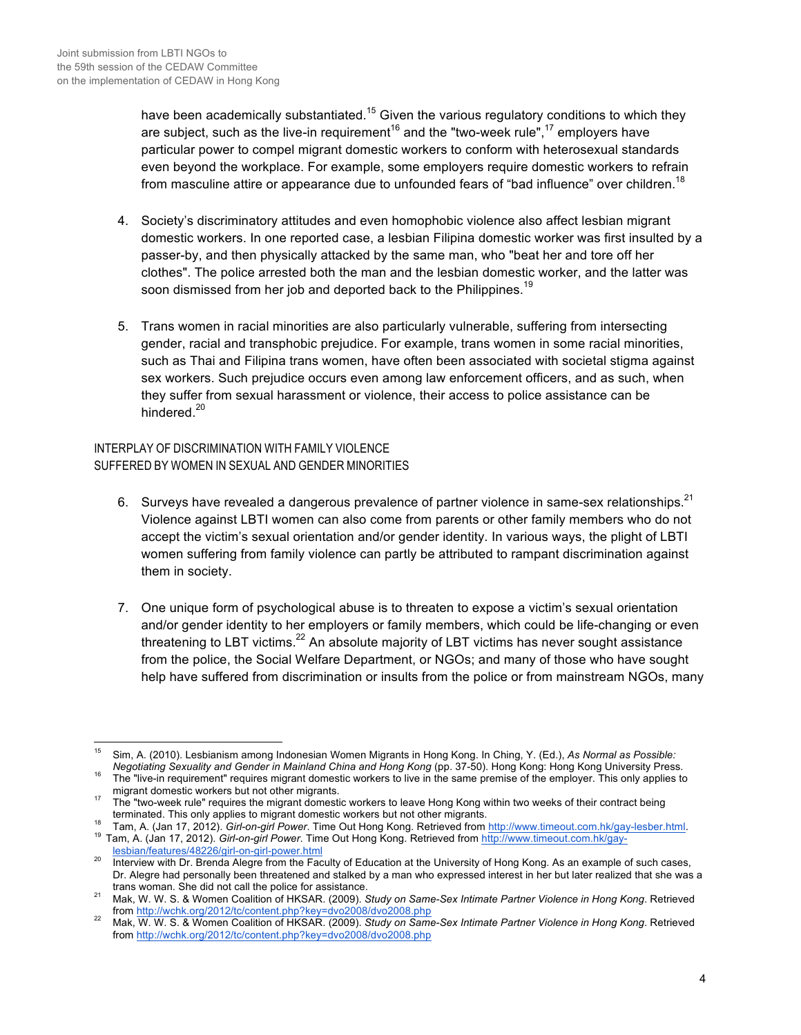have been academically substantiated.[15] Given the various regulatory conditions to which they are subject, such as the live-in requirement[16] and the "two-week rule",[17] employers have particular power to compel migrant domestic workers to conform with heterosexual standards even beyond the workplace. For example, some employers require domestic workers to refrain from masculine attire or appearance due to unfounded fears of "bad influence" over children.[18]

4. Society's discriminatory attitudes and even homophobic violence also affect lesbian migrant domestic workers. In one reported case, a lesbian Filipina domestic worker was first insulted by a passer-by, and then physically attacked by the same man, who "beat her and tore off her clothes". The police arrested both the man and the lesbian domestic worker, and the latter was soon dismissed from her job and deported back to the Philippines.[19]

5. Trans women in racial minorities are also particularly vulnerable, suffering from intersecting gender, racial and transphobic prejudice. For example, trans women in some racial minorities, such as Thai and Filipina trans women, have often been associated with societal stigma against sex workers. Such prejudice occurs even among law enforcement officers, and as such, when they suffer from sexual harassment or violence, their access to police assistance can be hindered.[20]

## INTERPLAY OF DISCRIMINATION WITH FAMILY VIOLENCE SUFFERED BY WOMEN IN SEXUAL AND GENDER MINORITIES

6. Surveys have revealed a dangerous prevalence of partner violence in same-sex relationships.[21] Violence against LBTI women can also come from parents or other family members who do not accept the victim's sexual orientation and/or gender identity. In various ways, the plight of LBTI women suffering from family violence can partly be attributed to rampant discrimination against them in society.

7. One unique form of psychological abuse is to threaten to expose a victim's sexual orientation and/or gender identity to her employers or family members, which could be life-changing or even threatening to LBT victims.[22] An absolute majority of LBT victims has never sought assistance from the police, the Social Welfare Department, or NGOs; and many of those who have sought help have suffered from discrimination or insults from the police or from mainstream NGOs, many

---

[15] Sim, A. (2010). Lesbianism among Indonesian Women Migrants in Hong Kong. In Ching, Y. (Ed.), *As Normal as Possible: Negotiating Sexuality and Gender in Mainland China and Hong Kong* (pp. 37-50). Hong Kong: Hong Kong University Press.

[16] The "live-in requirement" requires migrant domestic workers to live in the same premise of the employer. This only applies to migrant domestic workers but not other migrants.

[17] The "two-week rule" requires the migrant domestic workers to leave Hong Kong within two weeks of their contract being terminated. This only applies to migrant domestic workers but not other migrants.

[18] Tam, A. (Jan 17, 2012). *Girl-on-girl Power*. Time Out Hong Kong. Retrieved from http://www.timeout.com.hk/gay-lesber.html.

[19] Tam, A. (Jan 17, 2012). *Girl-on-girl Power*. Time Out Hong Kong. Retrieved from http://www.timeout.com.hk/gay-lesbian/features/48226/girl-on-girl-power.html

[20] Interview with Dr. Brenda Alegre from the Faculty of Education at the University of Hong Kong. As an example of such cases, Dr. Alegre had personally been threatened and stalked by a man who expressed interest in her but later realized that she was a trans woman. She did not call the police for assistance.

[21] Mak, W. W. S. & Women Coalition of HKSAR. (2009). *Study on Same-Sex Intimate Partner Violence in Hong Kong*. Retrieved from http://wchk.org/2012/tc/content.php?key=dvo2008/dvo2008.php

[22] Mak, W. W. S. & Women Coalition of HKSAR. (2009). *Study on Same-Sex Intimate Partner Violence in Hong Kong*. Retrieved from http://wchk.org/2012/tc/content.php?key=dvo2008/dvo2008.php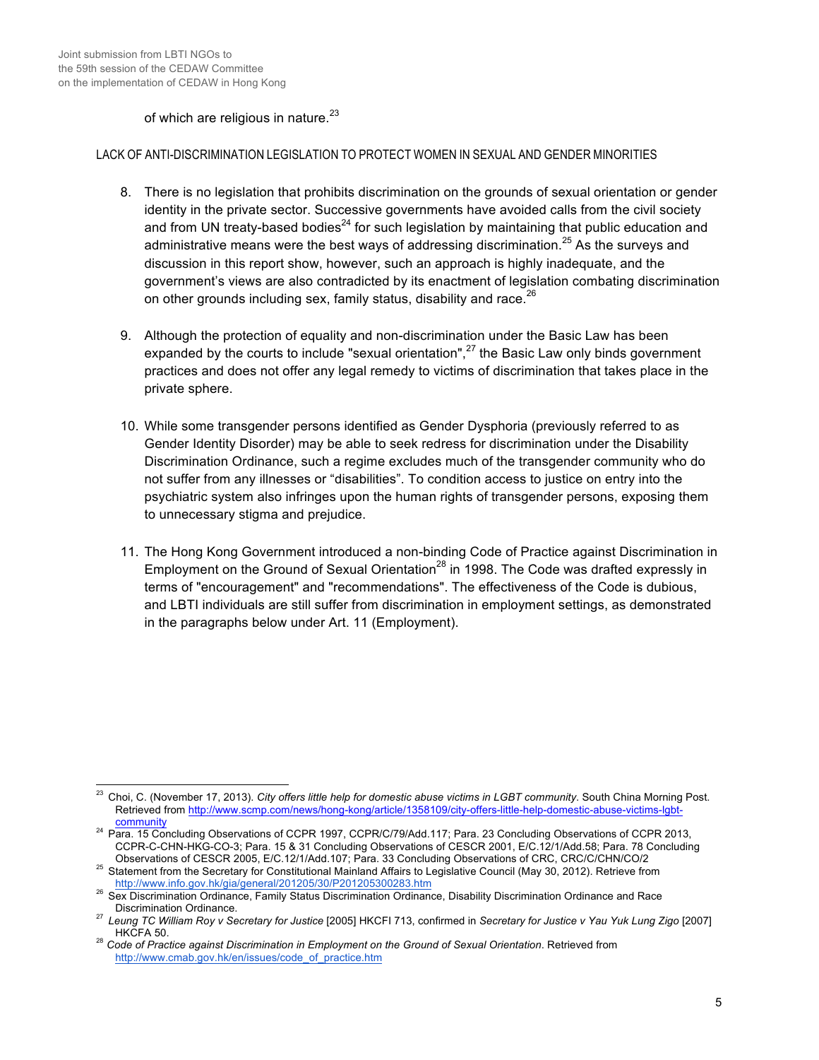of which are religious in nature.[23]

LACK OF ANTI-DISCRIMINATION LEGISLATION TO PROTECT WOMEN IN SEXUAL AND GENDER MINORITIES

8. There is no legislation that prohibits discrimination on the grounds of sexual orientation or gender identity in the private sector. Successive governments have avoided calls from the civil society and from UN treaty-based bodies[24] for such legislation by maintaining that public education and administrative means were the best ways of addressing discrimination.[25] As the surveys and discussion in this report show, however, such an approach is highly inadequate, and the government's views are also contradicted by its enactment of legislation combating discrimination on other grounds including sex, family status, disability and race.[26]

9. Although the protection of equality and non-discrimination under the Basic Law has been expanded by the courts to include "sexual orientation",[27] the Basic Law only binds government practices and does not offer any legal remedy to victims of discrimination that takes place in the private sphere.

10. While some transgender persons identified as Gender Dysphoria (previously referred to as Gender Identity Disorder) may be able to seek redress for discrimination under the Disability Discrimination Ordinance, such a regime excludes much of the transgender community who do not suffer from any illnesses or "disabilities". To condition access to justice on entry into the psychiatric system also infringes upon the human rights of transgender persons, exposing them to unnecessary stigma and prejudice.

11. The Hong Kong Government introduced a non-binding Code of Practice against Discrimination in Employment on the Ground of Sexual Orientation[28] in 1998. The Code was drafted expressly in terms of "encouragement" and "recommendations". The effectiveness of the Code is dubious, and LBTI individuals are still suffer from discrimination in employment settings, as demonstrated in the paragraphs below under Art. 11 (Employment).

---

[23] Choi, C. (November 17, 2013). *City offers little help for domestic abuse victims in LGBT community*. South China Morning Post. Retrieved from http://www.scmp.com/news/hong-kong/article/1358109/city-offers-little-help-domestic-abuse-victims-lgbt-community

[24] Para. 15 Concluding Observations of CCPR 1997, CCPR/C/79/Add.117; Para. 23 Concluding Observations of CCPR 2013, CCPR-C-CHN-HKG-CO-3; Para. 15 & 31 Concluding Observations of CESCR 2001, E/C.12/1/Add.58; Para. 78 Concluding Observations of CESCR 2005, E/C.12/1/Add.107; Para. 33 Concluding Observations of CRC, CRC/C/CHN/CO/2

[25] Statement from the Secretary for Constitutional Mainland Affairs to Legislative Council (May 30, 2012). Retrieve from http://www.info.gov.hk/gia/general/201205/30/P201205300283.htm

[26] Sex Discrimination Ordinance, Family Status Discrimination Ordinance, Disability Discrimination Ordinance and Race Discrimination Ordinance.

[27] *Leung TC William Roy v Secretary for Justice* [2005] HKCFI 713, confirmed in *Secretary for Justice v Yau Yuk Lung Zigo* [2007] HKCFA 50.

[28] *Code of Practice against Discrimination in Employment on the Ground of Sexual Orientation*. Retrieved from http://www.cmab.gov.hk/en/issues/code_of_practice.htm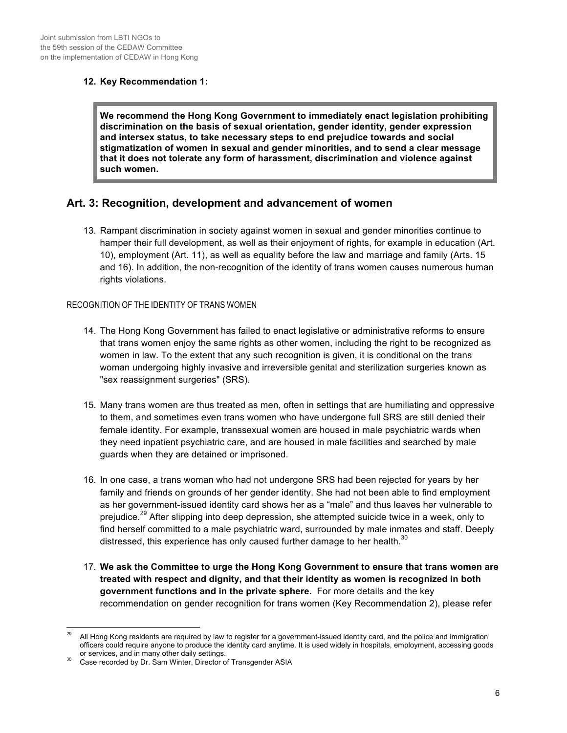12. **Key Recommendation 1:**

> **We recommend the Hong Kong Government to immediately enact legislation prohibiting discrimination on the basis of sexual orientation, gender identity, gender expression and intersex status, to take necessary steps to end prejudice towards and social stigmatization of women in sexual and gender minorities, and to send a clear message that it does not tolerate any form of harassment, discrimination and violence against such women.**

## Art. 3: Recognition, development and advancement of women

13. Rampant discrimination in society against women in sexual and gender minorities continue to hamper their full development, as well as their enjoyment of rights, for example in education (Art. 10), employment (Art. 11), as well as equality before the law and marriage and family (Arts. 15 and 16). In addition, the non-recognition of the identity of trans women causes numerous human rights violations.

RECOGNITION OF THE IDENTITY OF TRANS WOMEN

14. The Hong Kong Government has failed to enact legislative or administrative reforms to ensure that trans women enjoy the same rights as other women, including the right to be recognized as women in law. To the extent that any such recognition is given, it is conditional on the trans woman undergoing highly invasive and irreversible genital and sterilization surgeries known as "sex reassignment surgeries" (SRS).

15. Many trans women are thus treated as men, often in settings that are humiliating and oppressive to them, and sometimes even trans women who have undergone full SRS are still denied their female identity. For example, transsexual women are housed in male psychiatric wards when they need inpatient psychiatric care, and are housed in male facilities and searched by male guards when they are detained or imprisoned.

16. In one case, a trans woman who had not undergone SRS had been rejected for years by her family and friends on grounds of her gender identity. She had not been able to find employment as her government-issued identity card shows her as a "male" and thus leaves her vulnerable to prejudice.[29] After slipping into deep depression, she attempted suicide twice in a week, only to find herself committed to a male psychiatric ward, surrounded by male inmates and staff. Deeply distressed, this experience has only caused further damage to her health.[30]

17. **We ask the Committee to urge the Hong Kong Government to ensure that trans women are treated with respect and dignity, and that their identity as women is recognized in both government functions and in the private sphere.** For more details and the key recommendation on gender recognition for trans women (Key Recommendation 2), please refer

---

[29] All Hong Kong residents are required by law to register for a government-issued identity card, and the police and immigration officers could require anyone to produce the identity card anytime. It is used widely in hospitals, employment, accessing goods or services, and in many other daily settings.

[30] Case recorded by Dr. Sam Winter, Director of Transgender ASIA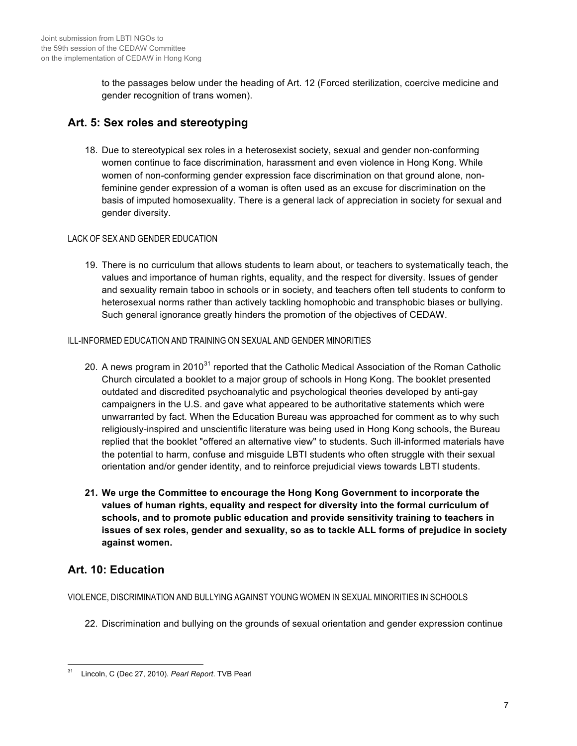to the passages below under the heading of Art. 12 (Forced sterilization, coercive medicine and gender recognition of trans women).

## Art. 5: Sex roles and stereotyping

18. Due to stereotypical sex roles in a heterosexist society, sexual and gender non-conforming women continue to face discrimination, harassment and even violence in Hong Kong. While women of non-conforming gender expression face discrimination on that ground alone, non-feminine gender expression of a woman is often used as an excuse for discrimination on the basis of imputed homosexuality. There is a general lack of appreciation in society for sexual and gender diversity.

LACK OF SEX AND GENDER EDUCATION

19. There is no curriculum that allows students to learn about, or teachers to systematically teach, the values and importance of human rights, equality, and the respect for diversity. Issues of gender and sexuality remain taboo in schools or in society, and teachers often tell students to conform to heterosexual norms rather than actively tackling homophobic and transphobic biases or bullying. Such general ignorance greatly hinders the promotion of the objectives of CEDAW.

ILL-INFORMED EDUCATION AND TRAINING ON SEXUAL AND GENDER MINORITIES

20. A news program in 2010[31] reported that the Catholic Medical Association of the Roman Catholic Church circulated a booklet to a major group of schools in Hong Kong. The booklet presented outdated and discredited psychoanalytic and psychological theories developed by anti-gay campaigners in the U.S. and gave what appeared to be authoritative statements which were unwarranted by fact. When the Education Bureau was approached for comment as to why such religiously-inspired and unscientific literature was being used in Hong Kong schools, the Bureau replied that the booklet "offered an alternative view" to students. Such ill-informed materials have the potential to harm, confuse and misguide LBTI students who often struggle with their sexual orientation and/or gender identity, and to reinforce prejudicial views towards LBTI students.

21. **We urge the Committee to encourage the Hong Kong Government to incorporate the values of human rights, equality and respect for diversity into the formal curriculum of schools, and to promote public education and provide sensitivity training to teachers in issues of sex roles, gender and sexuality, so as to tackle ALL forms of prejudice in society against women.**

## Art. 10: Education

VIOLENCE, DISCRIMINATION AND BULLYING AGAINST YOUNG WOMEN IN SEXUAL MINORITIES IN SCHOOLS

22. Discrimination and bullying on the grounds of sexual orientation and gender expression continue

---

[31] Lincoln, C (Dec 27, 2010). *Pearl Report*. TVB Pearl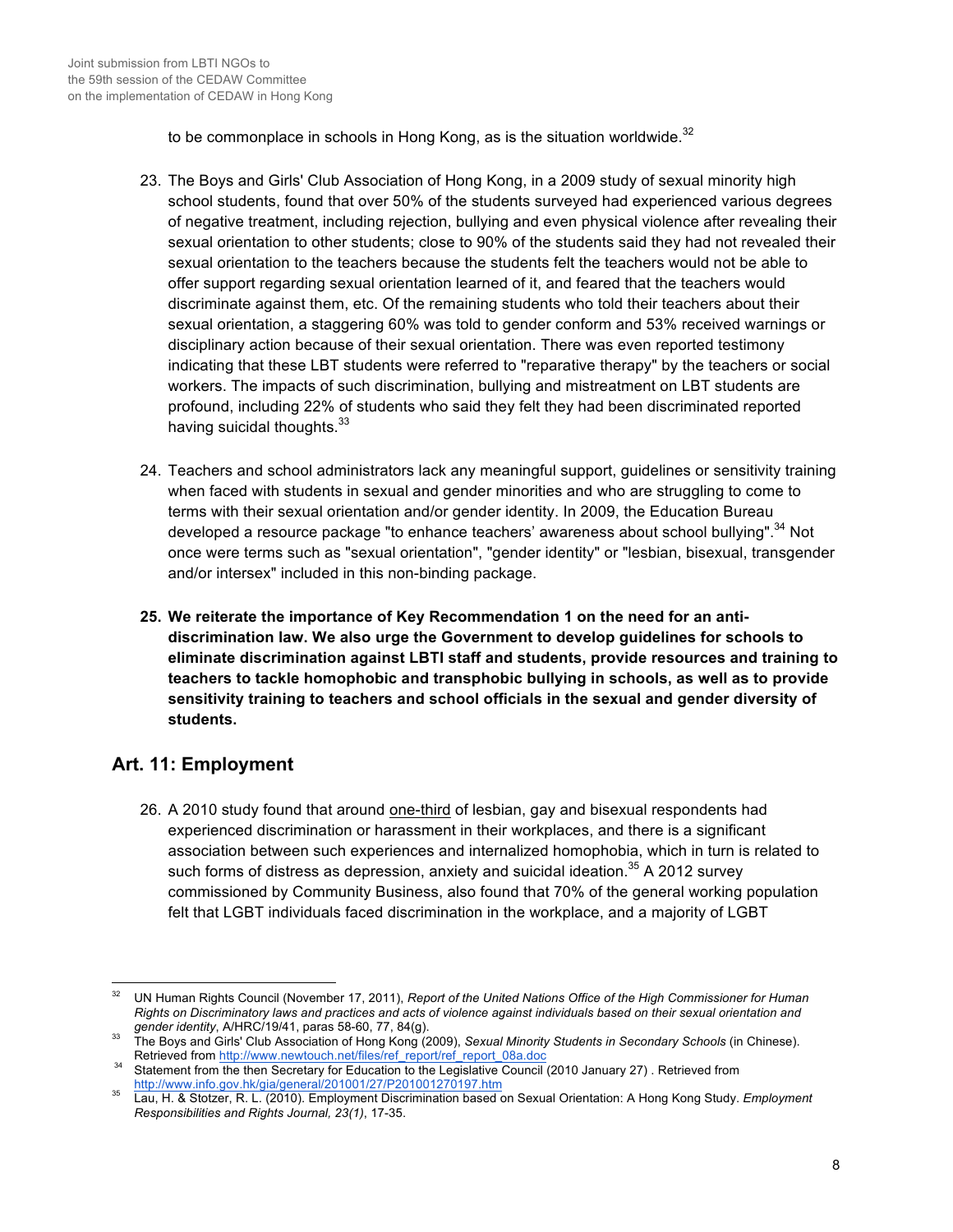to be commonplace in schools in Hong Kong, as is the situation worldwide.[32]

23. The Boys and Girls' Club Association of Hong Kong, in a 2009 study of sexual minority high school students, found that over 50% of the students surveyed had experienced various degrees of negative treatment, including rejection, bullying and even physical violence after revealing their sexual orientation to other students; close to 90% of the students said they had not revealed their sexual orientation to the teachers because the students felt the teachers would not be able to offer support regarding sexual orientation learned of it, and feared that the teachers would discriminate against them, etc. Of the remaining students who told their teachers about their sexual orientation, a staggering 60% was told to gender conform and 53% received warnings or disciplinary action because of their sexual orientation. There was even reported testimony indicating that these LBT students were referred to "reparative therapy" by the teachers or social workers. The impacts of such discrimination, bullying and mistreatment on LBT students are profound, including 22% of students who said they felt they had been discriminated reported having suicidal thoughts.[33]

24. Teachers and school administrators lack any meaningful support, guidelines or sensitivity training when faced with students in sexual and gender minorities and who are struggling to come to terms with their sexual orientation and/or gender identity. In 2009, the Education Bureau developed a resource package "to enhance teachers' awareness about school bullying".[34] Not once were terms such as "sexual orientation", "gender identity" or "lesbian, bisexual, transgender and/or intersex" included in this non-binding package.

25. **We reiterate the importance of Key Recommendation 1 on the need for an anti-discrimination law. We also urge the Government to develop guidelines for schools to eliminate discrimination against LBTI staff and students, provide resources and training to teachers to tackle homophobic and transphobic bullying in schools, as well as to provide sensitivity training to teachers and school officials in the sexual and gender diversity of students.**

## Art. 11: Employment

26. A 2010 study found that around <u>one-third</u> of lesbian, gay and bisexual respondents had experienced discrimination or harassment in their workplaces, and there is a significant association between such experiences and internalized homophobia, which in turn is related to such forms of distress as depression, anxiety and suicidal ideation.[35] A 2012 survey commissioned by Community Business, also found that 70% of the general working population felt that LGBT individuals faced discrimination in the workplace, and a majority of LGBT

---

[32] UN Human Rights Council (November 17, 2011), *Report of the United Nations Office of the High Commissioner for Human Rights on Discriminatory laws and practices and acts of violence against individuals based on their sexual orientation and gender identity*, A/HRC/19/41, paras 58-60, 77, 84(g).

[33] The Boys and Girls' Club Association of Hong Kong (2009), *Sexual Minority Students in Secondary Schools* (in Chinese). Retrieved from http://www.newtouch.net/files/ref_report/ref_report_08a.doc

[34] Statement from the then Secretary for Education to the Legislative Council (2010 January 27) . Retrieved from http://www.info.gov.hk/gia/general/201001/27/P201001270197.htm

[35] Lau, H. & Stotzer, R. L. (2010). Employment Discrimination based on Sexual Orientation: A Hong Kong Study. *Employment Responsibilities and Rights Journal, 23(1)*, 17-35.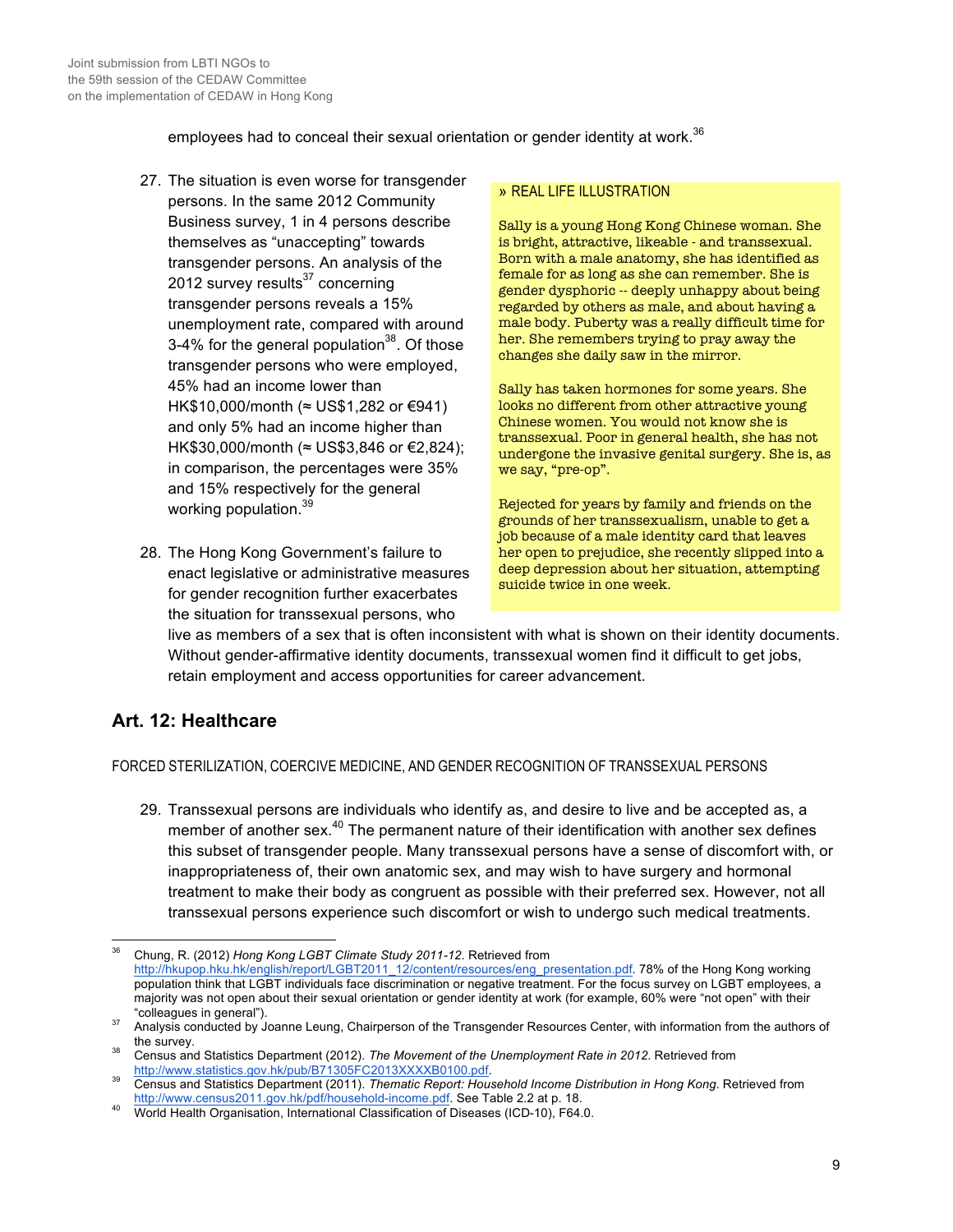employees had to conceal their sexual orientation or gender identity at work.[36]

27. The situation is even worse for transgender persons. In the same 2012 Community Business survey, 1 in 4 persons describe themselves as "unaccepting" towards transgender persons. An analysis of the 2012 survey results[37] concerning transgender persons reveals a 15% unemployment rate, compared with around 3-4% for the general population[38]. Of those transgender persons who were employed, 45% had an income lower than HK$10,000/month (≈ US$1,282 or €941) and only 5% had an income higher than HK$30,000/month (≈ US$3,846 or €2,824); in comparison, the percentages were 35% and 15% respectively for the general working population.[39]

28. The Hong Kong Government's failure to enact legislative or administrative measures for gender recognition further exacerbates the situation for transsexual persons, who live as members of a sex that is often inconsistent with what is shown on their identity documents. Without gender-affirmative identity documents, transsexual women find it difficult to get jobs, retain employment and access opportunities for career advancement.

> » REAL LIFE ILLUSTRATION
>
> Sally is a young Hong Kong Chinese woman. She is bright, attractive, likeable - and transsexual. Born with a male anatomy, she has identified as female for as long as she can remember. She is gender dysphoric -- deeply unhappy about being regarded by others as male, and about having a male body. Puberty was a really difficult time for her. She remembers trying to pray away the changes she daily saw in the mirror.
>
> Sally has taken hormones for some years. She looks no different from other attractive young Chinese women. You would not know she is transsexual. Poor in general health, she has not undergone the invasive genital surgery. She is, as we say, "pre-op".
>
> Rejected for years by family and friends on the grounds of her transsexualism, unable to get a job because of a male identity card that leaves her open to prejudice, she recently slipped into a deep depression about her situation, attempting suicide twice in one week.

## Art. 12: Healthcare

FORCED STERILIZATION, COERCIVE MEDICINE, AND GENDER RECOGNITION OF TRANSSEXUAL PERSONS

29. Transsexual persons are individuals who identify as, and desire to live and be accepted as, a member of another sex.[40] The permanent nature of their identification with another sex defines this subset of transgender people. Many transsexual persons have a sense of discomfort with, or inappropriateness of, their own anatomic sex, and may wish to have surgery and hormonal treatment to make their body as congruent as possible with their preferred sex. However, not all transsexual persons experience such discomfort or wish to undergo such medical treatments.

---

[36] Chung, R. (2012) *Hong Kong LGBT Climate Study 2011-12*. Retrieved from http://hkupop.hku.hk/english/report/LGBT2011_12/content/resources/eng_presentation.pdf. 78% of the Hong Kong working population think that LGBT individuals face discrimination or negative treatment. For the focus survey on LGBT employees, a majority was not open about their sexual orientation or gender identity at work (for example, 60% were "not open" with their "colleagues in general").

[37] Analysis conducted by Joanne Leung, Chairperson of the Transgender Resources Center, with information from the authors of the survey.

[38] Census and Statistics Department (2012). *The Movement of the Unemployment Rate in 2012*. Retrieved from http://www.statistics.gov.hk/pub/B71305FC2013XXXXB0100.pdf.

[39] Census and Statistics Department (2011). *Thematic Report: Household Income Distribution in Hong Kong*. Retrieved from http://www.census2011.gov.hk/pdf/household-income.pdf. See Table 2.2 at p. 18.

[40] World Health Organisation, International Classification of Diseases (ICD-10), F64.0.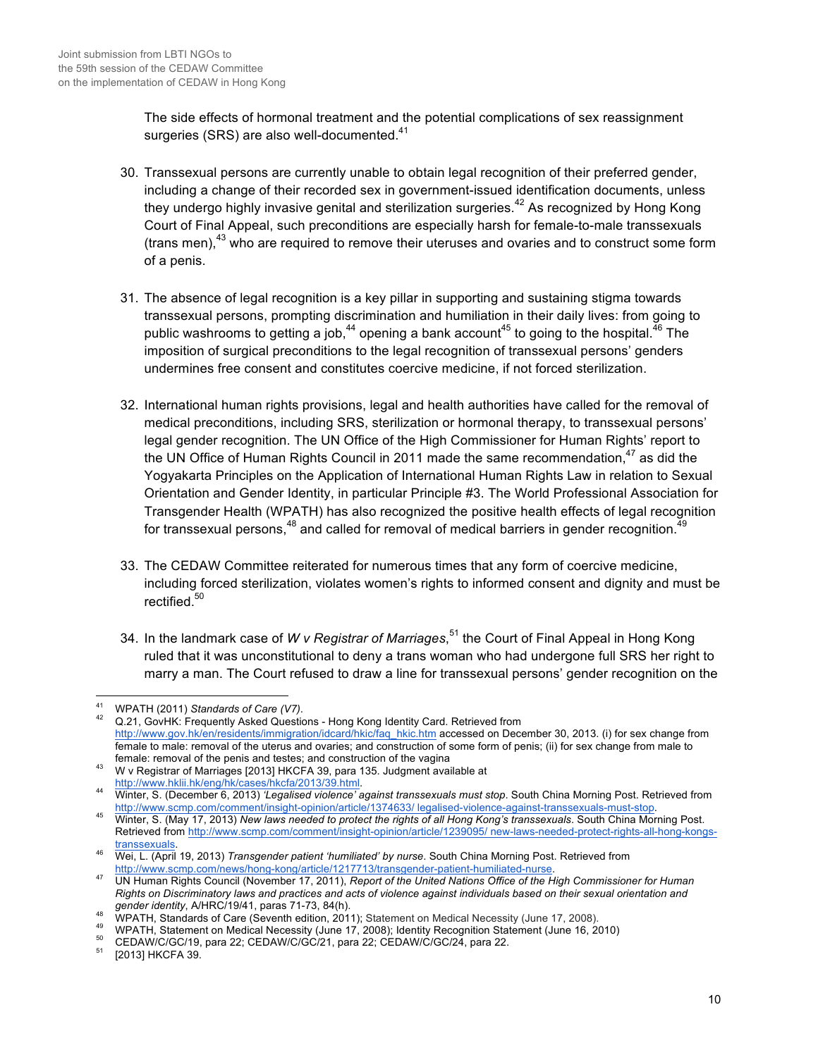The side effects of hormonal treatment and the potential complications of sex reassignment surgeries (SRS) are also well-documented.[41]

30. Transsexual persons are currently unable to obtain legal recognition of their preferred gender, including a change of their recorded sex in government-issued identification documents, unless they undergo highly invasive genital and sterilization surgeries.[42] As recognized by Hong Kong Court of Final Appeal, such preconditions are especially harsh for female-to-male transsexuals (trans men),[43] who are required to remove their uteruses and ovaries and to construct some form of a penis.

31. The absence of legal recognition is a key pillar in supporting and sustaining stigma towards transsexual persons, prompting discrimination and humiliation in their daily lives: from going to public washrooms to getting a job,[44] opening a bank account[45] to going to the hospital.[46] The imposition of surgical preconditions to the legal recognition of transsexual persons' genders undermines free consent and constitutes coercive medicine, if not forced sterilization.

32. International human rights provisions, legal and health authorities have called for the removal of medical preconditions, including SRS, sterilization or hormonal therapy, to transsexual persons' legal gender recognition. The UN Office of the High Commissioner for Human Rights' report to the UN Office of Human Rights Council in 2011 made the same recommendation,[47] as did the Yogyakarta Principles on the Application of International Human Rights Law in relation to Sexual Orientation and Gender Identity, in particular Principle #3. The World Professional Association for Transgender Health (WPATH) has also recognized the positive health effects of legal recognition for transsexual persons,[48] and called for removal of medical barriers in gender recognition.[49]

33. The CEDAW Committee reiterated for numerous times that any form of coercive medicine, including forced sterilization, violates women's rights to informed consent and dignity and must be rectified.[50]

34. In the landmark case of *W v Registrar of Marriages*,[51] the Court of Final Appeal in Hong Kong ruled that it was unconstitutional to deny a trans woman who had undergone full SRS her right to marry a man. The Court refused to draw a line for transsexual persons' gender recognition on the

---

[41] WPATH (2011) *Standards of Care (V7)*.

[42] Q.21, GovHK: Frequently Asked Questions - Hong Kong Identity Card. Retrieved from http://www.gov.hk/en/residents/immigration/idcard/hkic/faq_hkic.htm accessed on December 30, 2013. (i) for sex change from female to male: removal of the uterus and ovaries; and construction of some form of penis; (ii) for sex change from male to female: removal of the penis and testes; and construction of the vagina

[43] W v Registrar of Marriages [2013] HKCFA 39, para 135. Judgment available at http://www.hklii.hk/eng/hk/cases/hkcfa/2013/39.html.

[44] Winter, S. (December 6, 2013) *'Legalised violence' against transsexuals must stop*. South China Morning Post. Retrieved from http://www.scmp.com/comment/insight-opinion/article/1374633/ legalised-violence-against-transsexuals-must-stop.

[45] Winter, S. (May 17, 2013) *New laws needed to protect the rights of all Hong Kong's transsexuals*. South China Morning Post. Retrieved from http://www.scmp.com/comment/insight-opinion/article/1239095/ new-laws-needed-protect-rights-all-hong-kongs-transsexuals.

[46] Wei, L. (April 19, 2013) *Transgender patient 'humiliated' by nurse*. South China Morning Post. Retrieved from http://www.scmp.com/news/hong-kong/article/1217713/transgender-patient-humiliated-nurse.

[47] UN Human Rights Council (November 17, 2011), *Report of the United Nations Office of the High Commissioner for Human Rights on Discriminatory laws and practices and acts of violence against individuals based on their sexual orientation and gender identity*, A/HRC/19/41, paras 71-73, 84(h).

[48] WPATH, Standards of Care (Seventh edition, 2011); Statement on Medical Necessity (June 17, 2008).

[49] WPATH, Statement on Medical Necessity (June 17, 2008); Identity Recognition Statement (June 16, 2010)

[50] CEDAW/C/GC/19, para 22; CEDAW/C/GC/21, para 22; CEDAW/C/GC/24, para 22.

[51] [2013] HKCFA 39.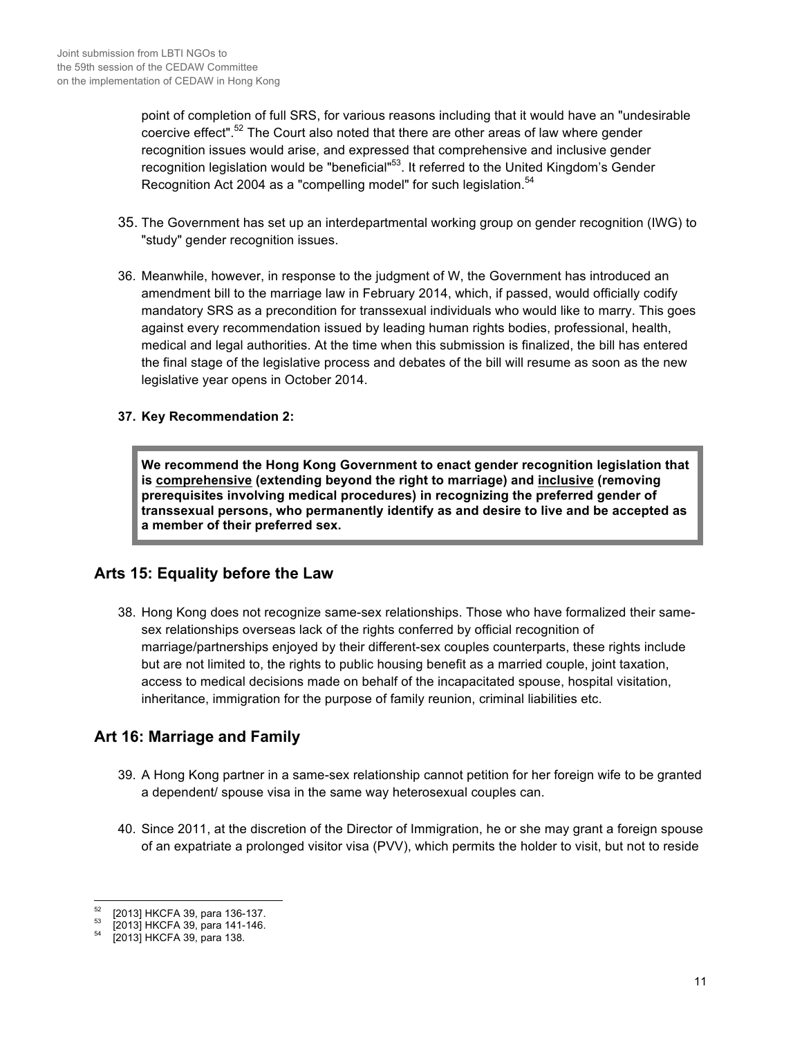point of completion of full SRS, for various reasons including that it would have an "undesirable coercive effect".[52] The Court also noted that there are other areas of law where gender recognition issues would arise, and expressed that comprehensive and inclusive gender recognition legislation would be "beneficial"[53]. It referred to the United Kingdom's Gender Recognition Act 2004 as a "compelling model" for such legislation.[54]

35. The Government has set up an interdepartmental working group on gender recognition (IWG) to "study" gender recognition issues.

36. Meanwhile, however, in response to the judgment of W, the Government has introduced an amendment bill to the marriage law in February 2014, which, if passed, would officially codify mandatory SRS as a precondition for transsexual individuals who would like to marry. This goes against every recommendation issued by leading human rights bodies, professional, health, medical and legal authorities. At the time when this submission is finalized, the bill has entered the final stage of the legislative process and debates of the bill will resume as soon as the new legislative year opens in October 2014.

37. **Key Recommendation 2:**

> **We recommend the Hong Kong Government to enact gender recognition legislation that is <u>comprehensive</u> (extending beyond the right to marriage) and <u>inclusive</u> (removing prerequisites involving medical procedures) in recognizing the preferred gender of transsexual persons, who permanently identify as and desire to live and be accepted as a member of their preferred sex.**

## Arts 15: Equality before the Law

38. Hong Kong does not recognize same-sex relationships. Those who have formalized their same-sex relationships overseas lack of the rights conferred by official recognition of marriage/partnerships enjoyed by their different-sex couples counterparts, these rights include but are not limited to, the rights to public housing benefit as a married couple, joint taxation, access to medical decisions made on behalf of the incapacitated spouse, hospital visitation, inheritance, immigration for the purpose of family reunion, criminal liabilities etc.

## Art 16: Marriage and Family

39. A Hong Kong partner in a same-sex relationship cannot petition for her foreign wife to be granted a dependent/ spouse visa in the same way heterosexual couples can.

40. Since 2011, at the discretion of the Director of Immigration, he or she may grant a foreign spouse of an expatriate a prolonged visitor visa (PVV), which permits the holder to visit, but not to reside

---

[52] [2013] HKCFA 39, para 136-137.

[53] [2013] HKCFA 39, para 141-146.

[54] [2013] HKCFA 39, para 138.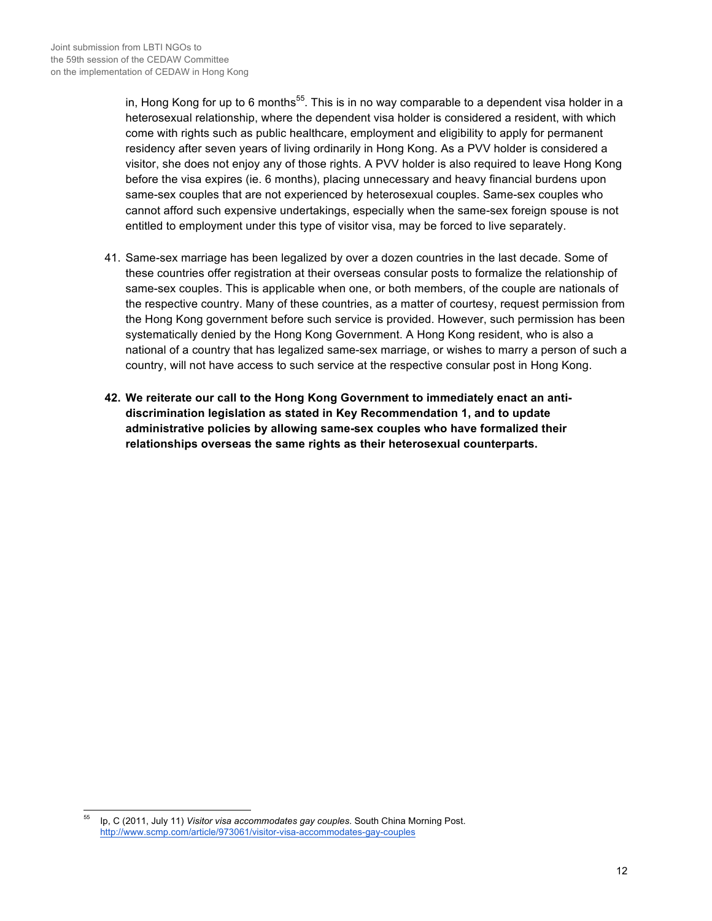in, Hong Kong for up to 6 months[55]. This is in no way comparable to a dependent visa holder in a heterosexual relationship, where the dependent visa holder is considered a resident, with which come with rights such as public healthcare, employment and eligibility to apply for permanent residency after seven years of living ordinarily in Hong Kong. As a PVV holder is considered a visitor, she does not enjoy any of those rights. A PVV holder is also required to leave Hong Kong before the visa expires (ie. 6 months), placing unnecessary and heavy financial burdens upon same-sex couples that are not experienced by heterosexual couples. Same-sex couples who cannot afford such expensive undertakings, especially when the same-sex foreign spouse is not entitled to employment under this type of visitor visa, may be forced to live separately.

41. Same-sex marriage has been legalized by over a dozen countries in the last decade. Some of these countries offer registration at their overseas consular posts to formalize the relationship of same-sex couples. This is applicable when one, or both members, of the couple are nationals of the respective country. Many of these countries, as a matter of courtesy, request permission from the Hong Kong government before such service is provided. However, such permission has been systematically denied by the Hong Kong Government. A Hong Kong resident, who is also a national of a country that has legalized same-sex marriage, or wishes to marry a person of such a country, will not have access to such service at the respective consular post in Hong Kong.

**42. We reiterate our call to the Hong Kong Government to immediately enact an anti-discrimination legislation as stated in Key Recommendation 1, and to update administrative policies by allowing same-sex couples who have formalized their relationships overseas the same rights as their heterosexual counterparts.**

---

[55] Ip, C (2011, July 11) *Visitor visa accommodates gay couples*. South China Morning Post. http://www.scmp.com/article/973061/visitor-visa-accommodates-gay-couples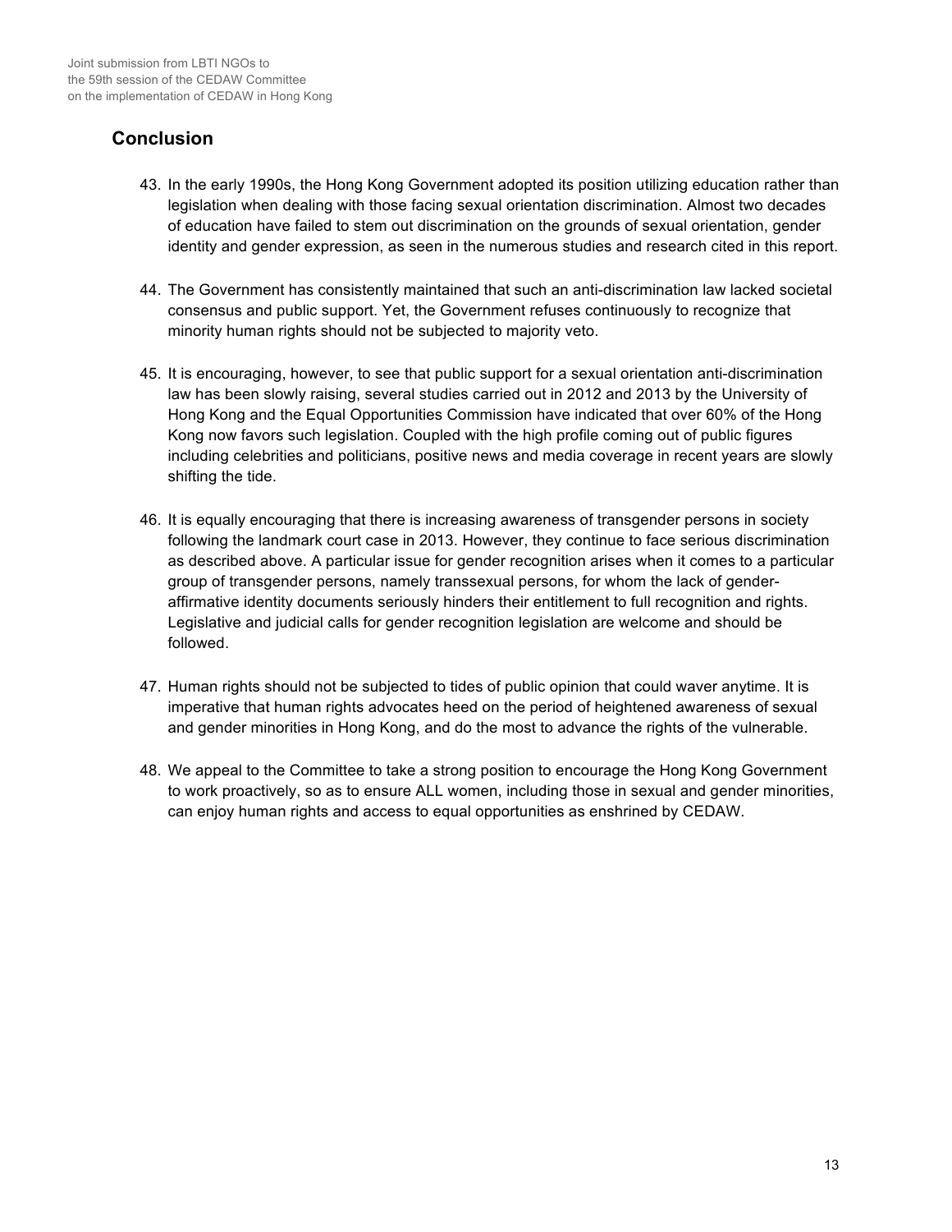## Conclusion

43. In the early 1990s, the Hong Kong Government adopted its position utilizing education rather than legislation when dealing with those facing sexual orientation discrimination. Almost two decades of education have failed to stem out discrimination on the grounds of sexual orientation, gender identity and gender expression, as seen in the numerous studies and research cited in this report.

44. The Government has consistently maintained that such an anti-discrimination law lacked societal consensus and public support. Yet, the Government refuses continuously to recognize that minority human rights should not be subjected to majority veto.

45. It is encouraging, however, to see that public support for a sexual orientation anti-discrimination law has been slowly raising, several studies carried out in 2012 and 2013 by the University of Hong Kong and the Equal Opportunities Commission have indicated that over 60% of the Hong Kong now favors such legislation. Coupled with the high profile coming out of public figures including celebrities and politicians, positive news and media coverage in recent years are slowly shifting the tide.

46. It is equally encouraging that there is increasing awareness of transgender persons in society following the landmark court case in 2013. However, they continue to face serious discrimination as described above. A particular issue for gender recognition arises when it comes to a particular group of transgender persons, namely transsexual persons, for whom the lack of gender-affirmative identity documents seriously hinders their entitlement to full recognition and rights. Legislative and judicial calls for gender recognition legislation are welcome and should be followed.

47. Human rights should not be subjected to tides of public opinion that could waver anytime. It is imperative that human rights advocates heed on the period of heightened awareness of sexual and gender minorities in Hong Kong, and do the most to advance the rights of the vulnerable.

48. We appeal to the Committee to take a strong position to encourage the Hong Kong Government to work proactively, so as to ensure ALL women, including those in sexual and gender minorities, can enjoy human rights and access to equal opportunities as enshrined by CEDAW.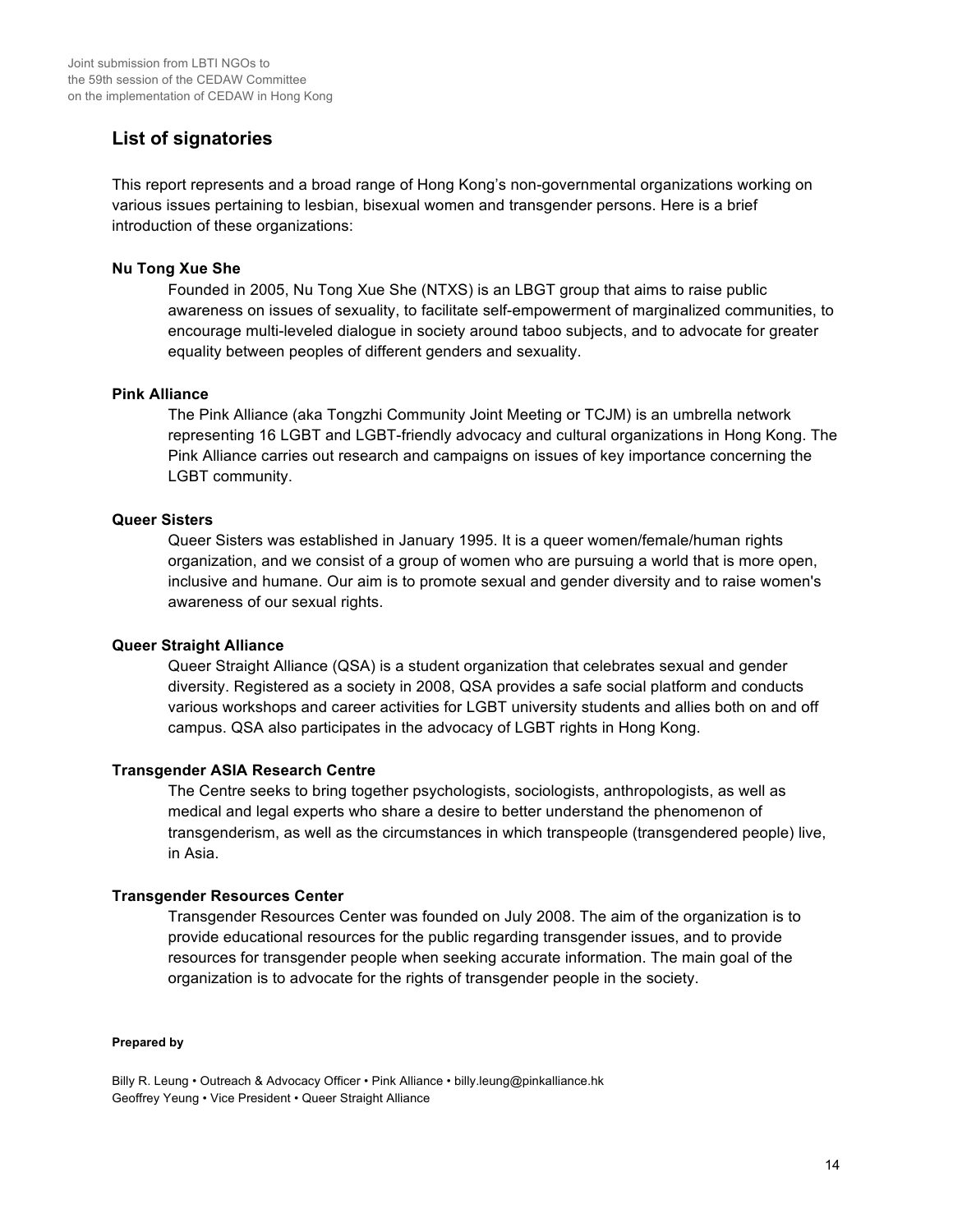## List of signatories

This report represents and a broad range of Hong Kong's non-governmental organizations working on various issues pertaining to lesbian, bisexual women and transgender persons. Here is a brief introduction of these organizations:

**Nu Tong Xue She**

Founded in 2005, Nu Tong Xue She (NTXS) is an LBGT group that aims to raise public awareness on issues of sexuality, to facilitate self-empowerment of marginalized communities, to encourage multi-leveled dialogue in society around taboo subjects, and to advocate for greater equality between peoples of different genders and sexuality.

**Pink Alliance**

The Pink Alliance (aka Tongzhi Community Joint Meeting or TCJM) is an umbrella network representing 16 LGBT and LGBT-friendly advocacy and cultural organizations in Hong Kong. The Pink Alliance carries out research and campaigns on issues of key importance concerning the LGBT community.

**Queer Sisters**

Queer Sisters was established in January 1995. It is a queer women/female/human rights organization, and we consist of a group of women who are pursuing a world that is more open, inclusive and humane. Our aim is to promote sexual and gender diversity and to raise women's awareness of our sexual rights.

**Queer Straight Alliance**

Queer Straight Alliance (QSA) is a student organization that celebrates sexual and gender diversity. Registered as a society in 2008, QSA provides a safe social platform and conducts various workshops and career activities for LGBT university students and allies both on and off campus. QSA also participates in the advocacy of LGBT rights in Hong Kong.

**Transgender ASIA Research Centre**

The Centre seeks to bring together psychologists, sociologists, anthropologists, as well as medical and legal experts who share a desire to better understand the phenomenon of transgenderism, as well as the circumstances in which transpeople (transgendered people) live, in Asia.

**Transgender Resources Center**

Transgender Resources Center was founded on July 2008. The aim of the organization is to provide educational resources for the public regarding transgender issues, and to provide resources for transgender people when seeking accurate information. The main goal of the organization is to advocate for the rights of transgender people in the society.

**Prepared by**

Billy R. Leung • Outreach & Advocacy Officer • Pink Alliance • billy.leung@pinkalliance.hk
Geoffrey Yeung • Vice President • Queer Straight Alliance